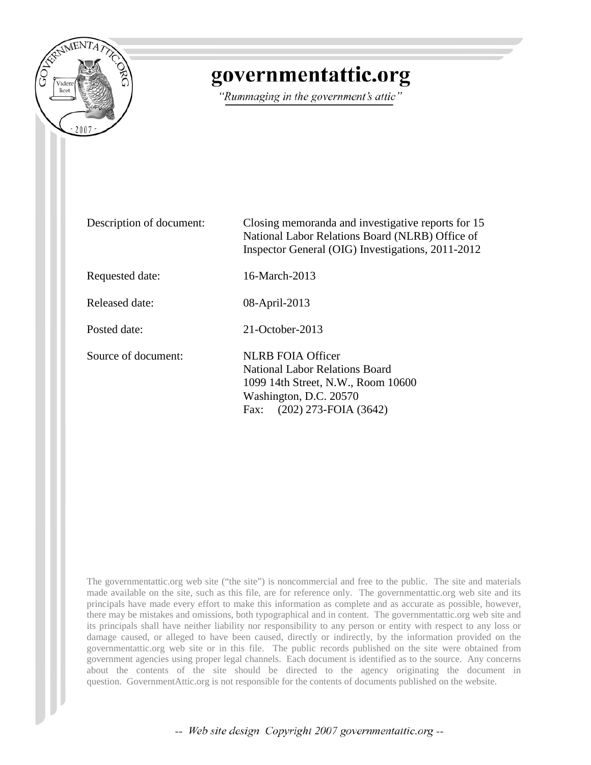# governmentattic.org

*"Rummaging in the government's attic"*

| | |
|---|---|
| Description of document: | Closing memoranda and investigative reports for 15 National Labor Relations Board (NLRB) Office of Inspector General (OIG) Investigations, 2011-2012 |
| Requested date: | 16-March-2013 |
| Released date: | 08-April-2013 |
| Posted date: | 21-October-2013 |
| Source of document: | NLRB FOIA Officer<br>National Labor Relations Board<br>1099 14th Street, N.W., Room 10600<br>Washington, D.C. 20570<br>Fax: (202) 273-FOIA (3642) |

The governmentattic.org web site ("the site") is noncommercial and free to the public. The site and materials made available on the site, such as this file, are for reference only. The governmentattic.org web site and its principals have made every effort to make this information as complete and as accurate as possible, however, there may be mistakes and omissions, both typographical and in content. The governmentattic.org web site and its principals shall have neither liability nor responsibility to any person or entity with respect to any loss or damage caused, or alleged to have been caused, directly or indirectly, by the information provided on the governmentattic.org web site or in this file. The public records published on the site were obtained from government agencies using proper legal channels. Each document is identified as to the source. Any concerns about the contents of the site should be directed to the agency originating the document in question. GovernmentAttic.org is not responsible for the contents of documents published on the website.

-- Web site design Copyright 2007 governmentattic.org --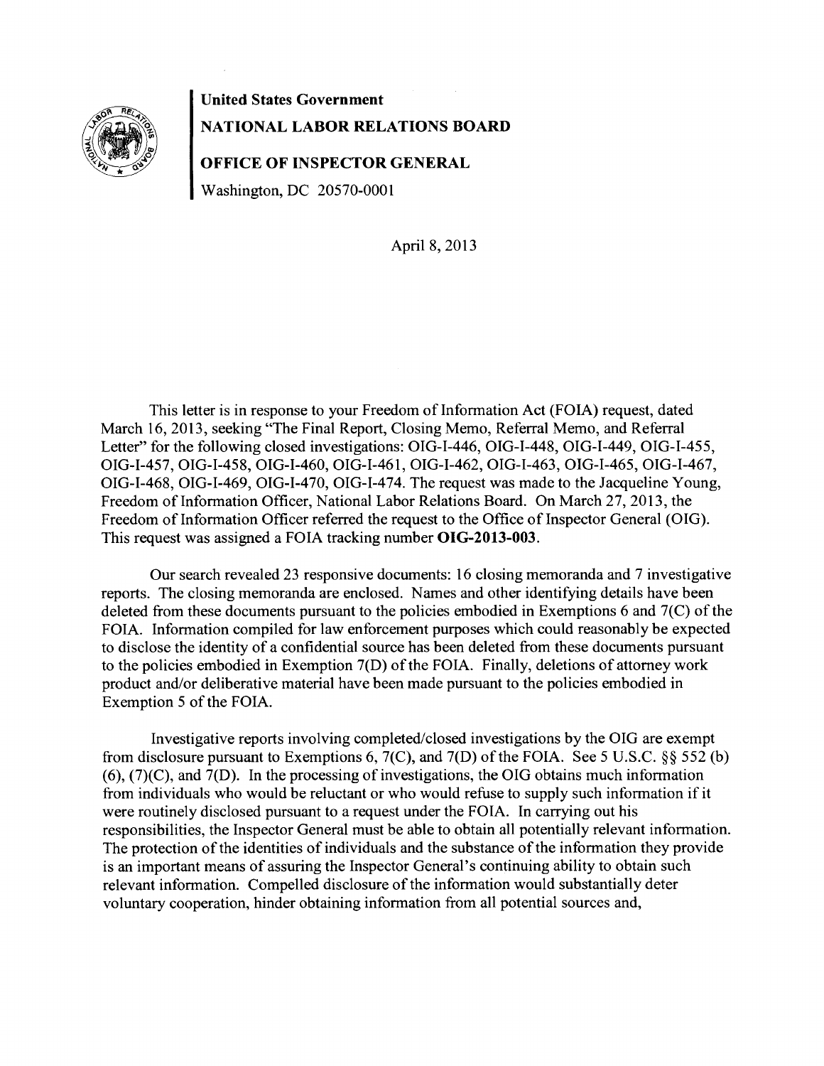**United States Government**

**NATIONAL LABOR RELATIONS BOARD**

**OFFICE OF INSPECTOR GENERAL**

Washington, DC 20570-0001

April 8, 2013

This letter is in response to your Freedom of Information Act (FOIA) request, dated March 16, 2013, seeking "The Final Report, Closing Memo, Referral Memo, and Referral Letter" for the following closed investigations: OIG-I-446, OIG-I-448, OIG-I-449, OIG-I-455, OIG-I-457, OIG-I-458, OIG-I-460, OIG-I-461, OIG-I-462, OIG-I-463, OIG-I-465, OIG-I-467, OIG-I-468, OIG-I-469, OIG-I-470, OIG-I-474. The request was made to the Jacqueline Young, Freedom of Information Officer, National Labor Relations Board. On March 27, 2013, the Freedom of Information Officer referred the request to the Office of Inspector General (OIG). This request was assigned a FOIA tracking number **OIG-2013-003**.

Our search revealed 23 responsive documents: 16 closing memoranda and 7 investigative reports. The closing memoranda are enclosed. Names and other identifying details have been deleted from these documents pursuant to the policies embodied in Exemptions 6 and 7(C) of the FOIA. Information compiled for law enforcement purposes which could reasonably be expected to disclose the identity of a confidential source has been deleted from these documents pursuant to the policies embodied in Exemption 7(D) of the FOIA. Finally, deletions of attorney work product and/or deliberative material have been made pursuant to the policies embodied in Exemption 5 of the FOIA.

Investigative reports involving completed/closed investigations by the OIG are exempt from disclosure pursuant to Exemptions 6, 7(C), and 7(D) of the FOIA. See 5 U.S.C. §§ 552 (b) (6), (7)(C), and 7(D). In the processing of investigations, the OIG obtains much information from individuals who would be reluctant or who would refuse to supply such information if it were routinely disclosed pursuant to a request under the FOIA. In carrying out his responsibilities, the Inspector General must be able to obtain all potentially relevant information. The protection of the identities of individuals and the substance of the information they provide is an important means of assuring the Inspector General's continuing ability to obtain such relevant information. Compelled disclosure of the information would substantially deter voluntary cooperation, hinder obtaining information from all potential sources and,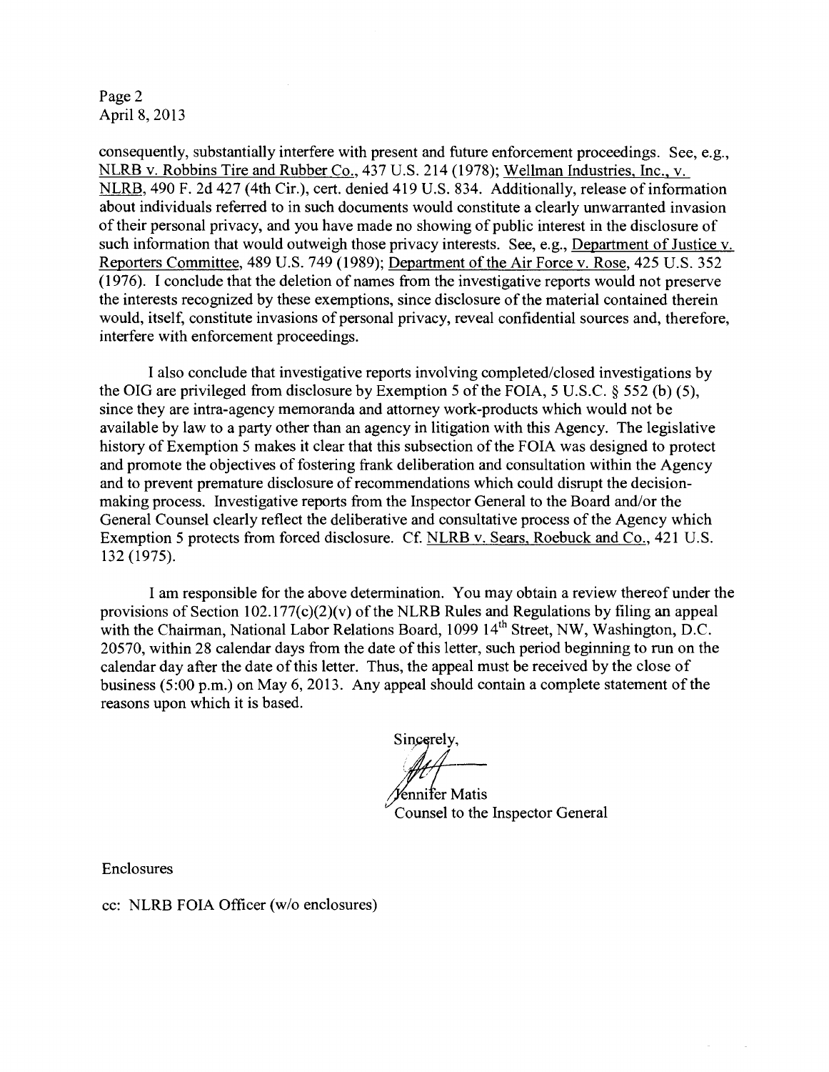consequently, substantially interfere with present and future enforcement proceedings. See, e.g., NLRB v. Robbins Tire and Rubber Co., 437 U.S. 214 (1978); Wellman Industries, Inc., v. NLRB, 490 F. 2d 427 (4th Cir.), cert. denied 419 U.S. 834. Additionally, release of information about individuals referred to in such documents would constitute a clearly unwarranted invasion of their personal privacy, and you have made no showing of public interest in the disclosure of such information that would outweigh those privacy interests. See, e.g., Department of Justice v. Reporters Committee, 489 U.S. 749 (1989); Department of the Air Force v. Rose, 425 U.S. 352 (1976). I conclude that the deletion of names from the investigative reports would not preserve the interests recognized by these exemptions, since disclosure of the material contained therein would, itself, constitute invasions of personal privacy, reveal confidential sources and, therefore, interfere with enforcement proceedings.

I also conclude that investigative reports involving completed/closed investigations by the OIG are privileged from disclosure by Exemption 5 of the FOIA, 5 U.S.C. § 552 (b) (5), since they are intra-agency memoranda and attorney work-products which would not be available by law to a party other than an agency in litigation with this Agency. The legislative history of Exemption 5 makes it clear that this subsection of the FOIA was designed to protect and promote the objectives of fostering frank deliberation and consultation within the Agency and to prevent premature disclosure of recommendations which could disrupt the decision-making process. Investigative reports from the Inspector General to the Board and/or the General Counsel clearly reflect the deliberative and consultative process of the Agency which Exemption 5 protects from forced disclosure. Cf. NLRB v. Sears, Roebuck and Co., 421 U.S. 132 (1975).

I am responsible for the above determination. You may obtain a review thereof under the provisions of Section 102.177(c)(2)(v) of the NLRB Rules and Regulations by filing an appeal with the Chairman, National Labor Relations Board, 1099 14th Street, NW, Washington, D.C. 20570, within 28 calendar days from the date of this letter, such period beginning to run on the calendar day after the date of this letter. Thus, the appeal must be received by the close of business (5:00 p.m.) on May 6, 2013. Any appeal should contain a complete statement of the reasons upon which it is based.

Sincerely,

Jennifer Matis
Counsel to the Inspector General

Enclosures

cc: NLRB FOIA Officer (w/o enclosures)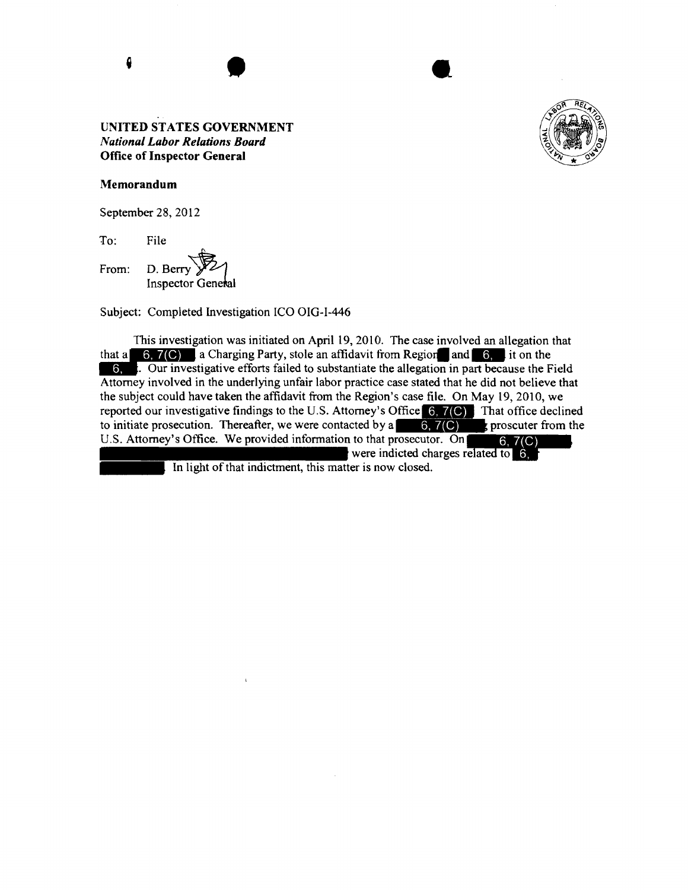**UNITED STATES GOVERNMENT**
***National Labor Relations Board***
**Office of Inspector General**

**Memorandum**

September 28, 2012

To: File

From: D. Berry
Inspector General

Subject: Completed Investigation ICO OIG-I-446

This investigation was initiated on April 19, 2010. The case involved an allegation that that a 6, 7(C) a Charging Party, stole an affidavit from Region and 6, it on the 6, . Our investigative efforts failed to substantiate the allegation in part because the Field Attorney involved in the underlying unfair labor practice case stated that he did not believe that the subject could have taken the affidavit from the Region's case file. On May 19, 2010, we reported our investigative findings to the U.S. Attorney's Office 6, 7(C) That office declined to initiate prosecution. Thereafter, we were contacted by a 6, 7(C) proscuter from the U.S. Attorney's Office. We provided information to that prosecutor. On 6, 7(C) were indicted charges related to 6, In light of that indictment, this matter is now closed.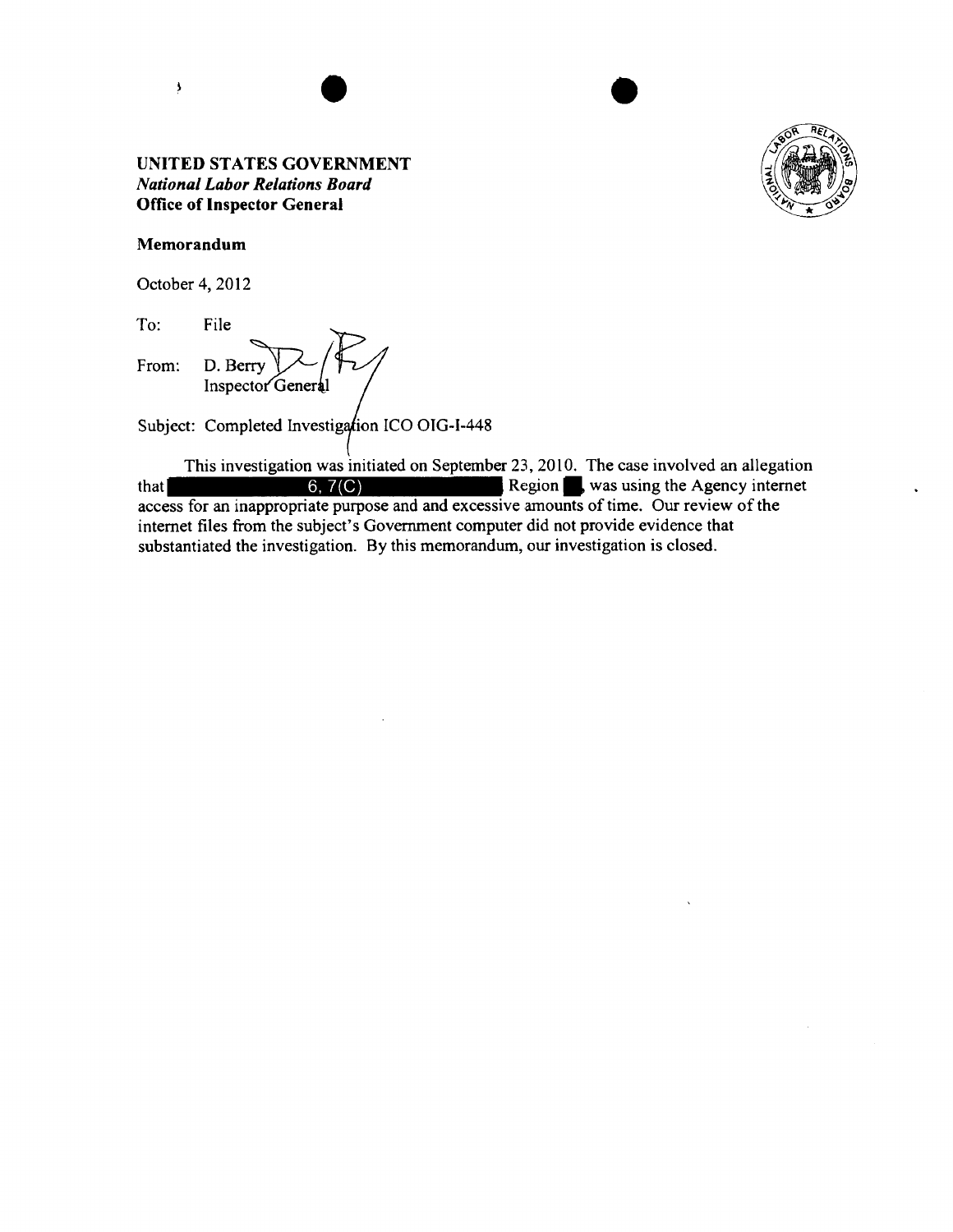**UNITED STATES GOVERNMENT**
***National Labor Relations Board***
**Office of Inspector General**

**Memorandum**

October 4, 2012

To: File

From: D. Berry
Inspector General

Subject: Completed Investigation ICO OIG-I-448

This investigation was initiated on September 23, 2010. The case involved an allegation that [6, 7(C)] Region [redacted], was using the Agency internet access for an inappropriate purpose and and excessive amounts of time. Our review of the internet files from the subject's Government computer did not provide evidence that substantiated the investigation. By this memorandum, our investigation is closed.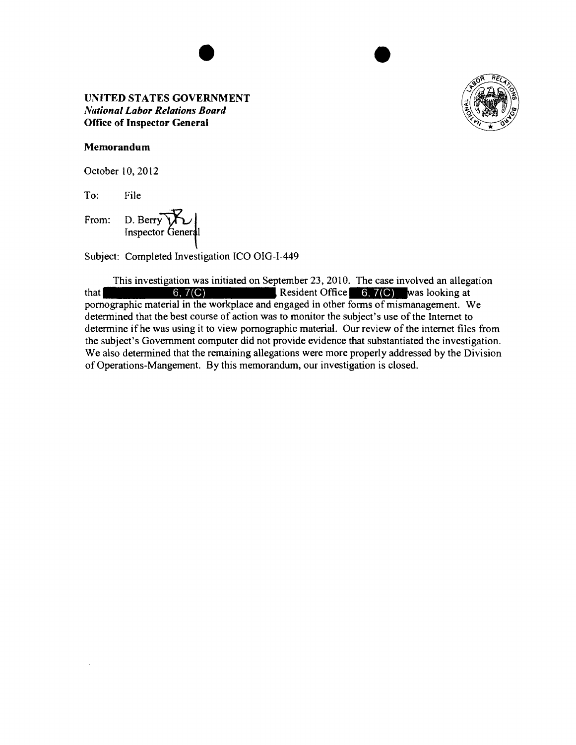**UNITED STATES GOVERNMENT**
***National Labor Relations Board***
**Office of Inspector General**

**Memorandum**

October 10, 2012

To: File

From: D. Berry
Inspector General

Subject: Completed Investigation ICO OIG-I-449

This investigation was initiated on September 23, 2010. The case involved an allegation that 6, 7(C), Resident Office 6, 7(C) was looking at pornographic material in the workplace and engaged in other forms of mismanagement. We determined that the best course of action was to monitor the subject's use of the Internet to determine if he was using it to view pornographic material. Our review of the internet files from the subject's Government computer did not provide evidence that substantiated the investigation. We also determined that the remaining allegations were more properly addressed by the Division of Operations-Mangement. By this memorandum, our investigation is closed.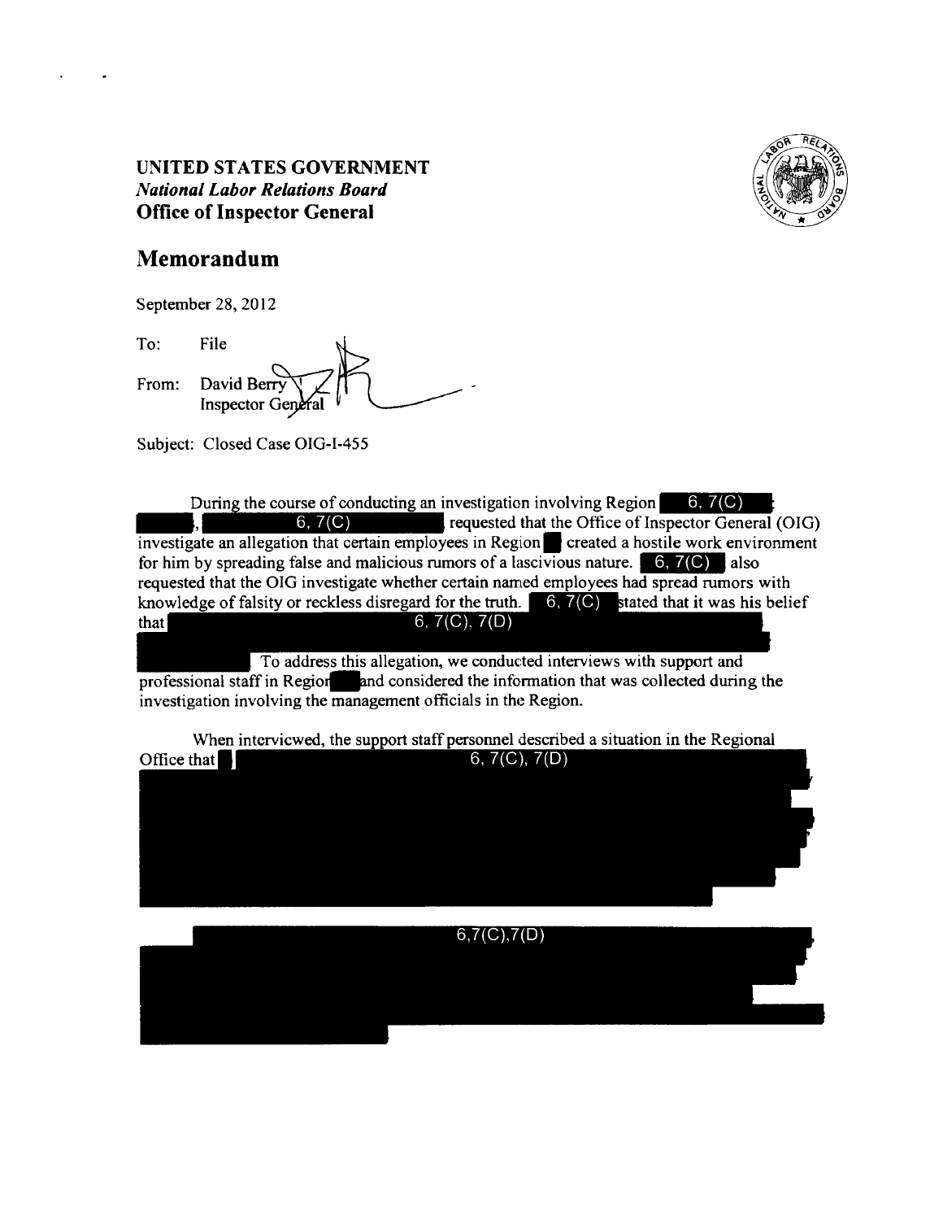**UNITED STATES GOVERNMENT**
*National Labor Relations Board*
**Office of Inspector General**

# Memorandum

September 28, 2012

To: File

From: David Berry
Inspector General

Subject: Closed Case OIG-I-455

During the course of conducting an investigation involving Region 6, 7(C), 6, 7(C) requested that the Office of Inspector General (OIG) investigate an allegation that certain employees in Region created a hostile work environment for him by spreading false and malicious rumors of a lascivious nature. 6, 7(C) also requested that the OIG investigate whether certain named employees had spread rumors with knowledge of falsity or reckless disregard for the truth. 6, 7(C) stated that it was his belief that 6, 7(C), 7(D) To address this allegation, we conducted interviews with support and professional staff in Region and considered the information that was collected during the investigation involving the management officials in the Region.

When interviewed, the support staff personnel described a situation in the Regional Office that 6, 7(C), 7(D)

6,7(C),7(D)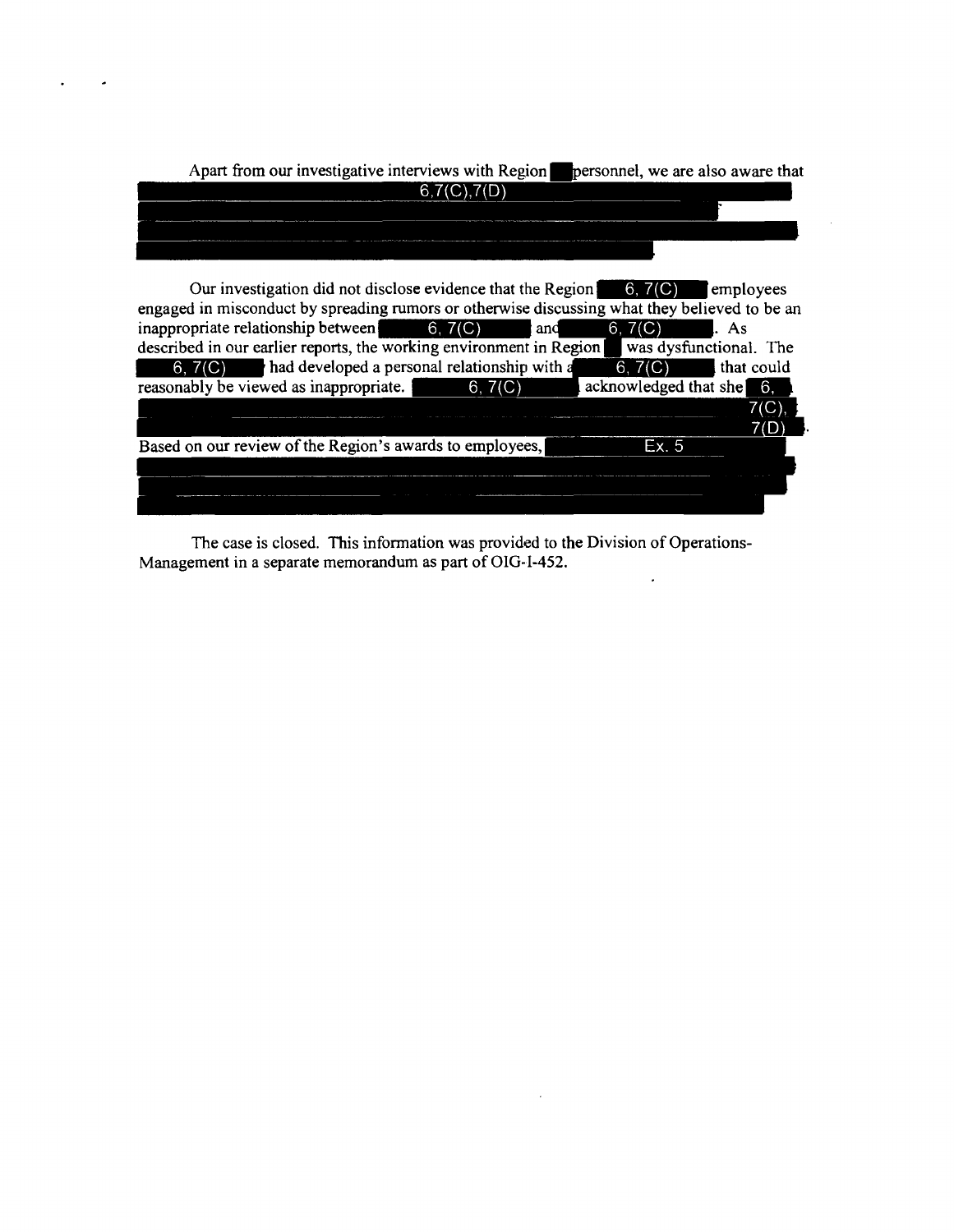Apart from our investigative interviews with Region [redacted] personnel, we are also aware that [6,7(C),7(D)]

Our investigation did not disclose evidence that the Region [6, 7(C)] employees engaged in misconduct by spreading rumors or otherwise discussing what they believed to be an inappropriate relationship between [6, 7(C)] and [6, 7(C)]. As described in our earlier reports, the working environment in Region [redacted] was dysfunctional. The [6, 7(C)] had developed a personal relationship with a [6, 7(C)] that could reasonably be viewed as inappropriate. [6, 7(C)] acknowledged that she [6, 7(C), 7(D)].

Based on our review of the Region's awards to employees, [Ex. 5]

The case is closed. This information was provided to the Division of Operations-Management in a separate memorandum as part of OIG-I-452.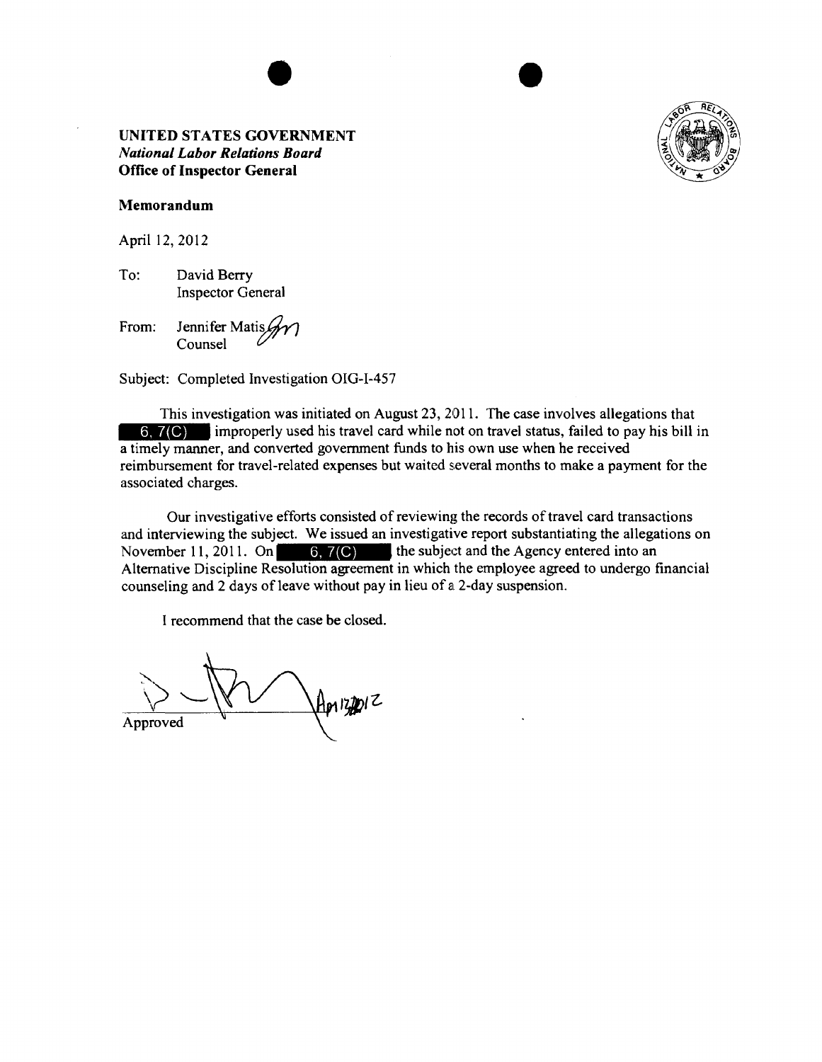**UNITED STATES GOVERNMENT**
*National Labor Relations Board*
**Office of Inspector General**

**Memorandum**

April 12, 2012

To: David Berry
Inspector General

From: Jennifer Matis
Counsel

Subject: Completed Investigation OIG-I-457

This investigation was initiated on August 23, 2011. The case involves allegations that 6, 7(C) improperly used his travel card while not on travel status, failed to pay his bill in a timely manner, and converted government funds to his own use when he received reimbursement for travel-related expenses but waited several months to make a payment for the associated charges.

Our investigative efforts consisted of reviewing the records of travel card transactions and interviewing the subject. We issued an investigative report substantiating the allegations on November 11, 2011. On 6, 7(C) the subject and the Agency entered into an Alternative Discipline Resolution agreement in which the employee agreed to undergo financial counseling and 2 days of leave without pay in lieu of a 2-day suspension.

I recommend that the case be closed.

Approved Apr 17 2012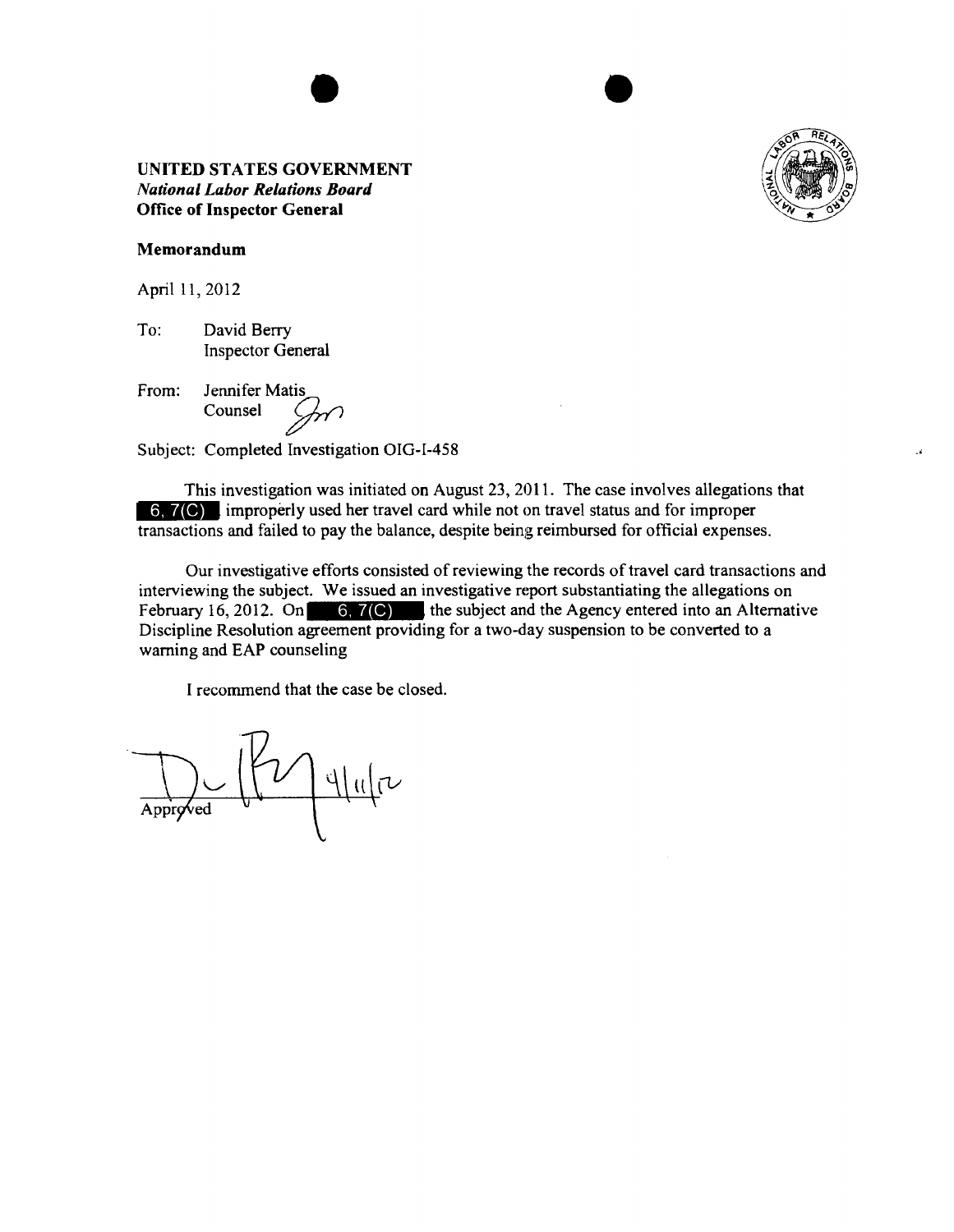**UNITED STATES GOVERNMENT**
***National Labor Relations Board***
**Office of Inspector General**

**Memorandum**

April 11, 2012

To: David Berry
Inspector General

From: Jennifer Matis
Counsel

Subject: Completed Investigation OIG-I-458

This investigation was initiated on August 23, 2011. The case involves allegations that 6, 7(C) improperly used her travel card while not on travel status and for improper transactions and failed to pay the balance, despite being reimbursed for official expenses.

Our investigative efforts consisted of reviewing the records of travel card transactions and interviewing the subject. We issued an investigative report substantiating the allegations on February 16, 2012. On 6, 7(C) the subject and the Agency entered into an Alternative Discipline Resolution agreement providing for a two-day suspension to be converted to a warning and EAP counseling

I recommend that the case be closed.

Approved 4/11/12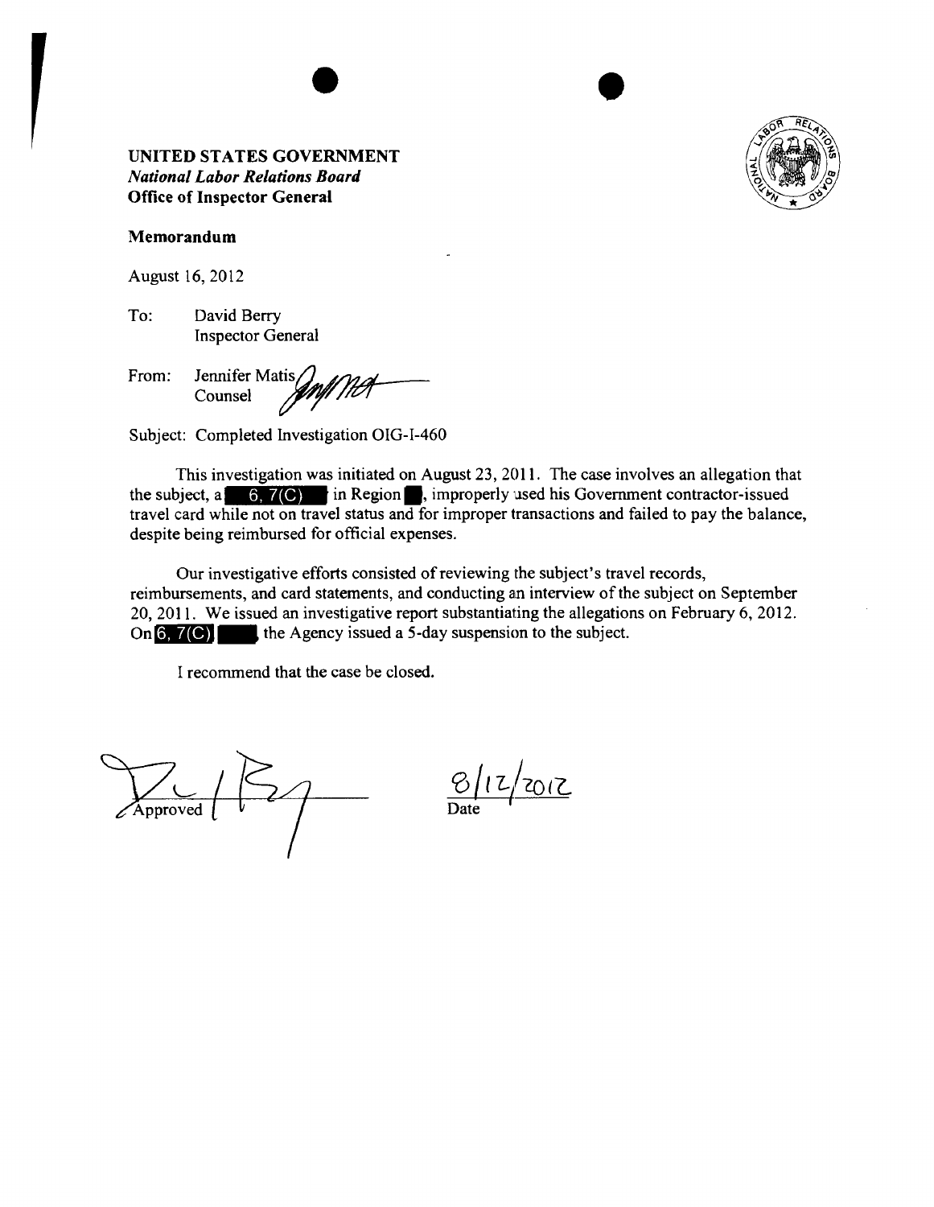**UNITED STATES GOVERNMENT**
***National Labor Relations Board***
**Office of Inspector General**

**Memorandum**

August 16, 2012

To: David Berry
Inspector General

From: Jennifer Matis
Counsel

Subject: Completed Investigation OIG-I-460

This investigation was initiated on August 23, 2011. The case involves an allegation that the subject, a 6, 7(C) in Region ■, improperly used his Government contractor-issued travel card while not on travel status and for improper transactions and failed to pay the balance, despite being reimbursed for official expenses.

Our investigative efforts consisted of reviewing the subject's travel records, reimbursements, and card statements, and conducting an interview of the subject on September 20, 2011. We issued an investigative report substantiating the allegations on February 6, 2012. On 6, 7(C) ■, the Agency issued a 5-day suspension to the subject.

I recommend that the case be closed.

Approved

8/12/2012
Date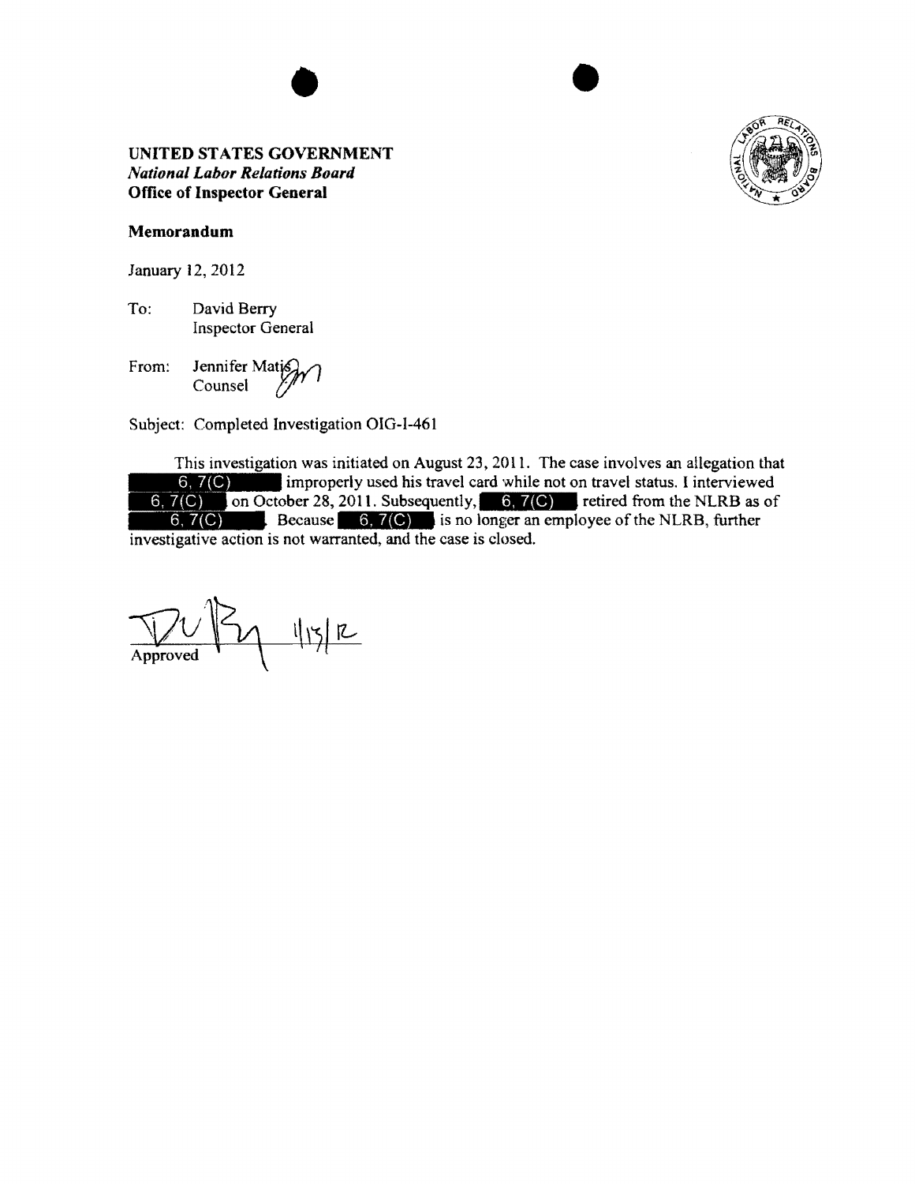**UNITED STATES GOVERNMENT**
***National Labor Relations Board***
**Office of Inspector General**

**Memorandum**

January 12, 2012

To: David Berry
Inspector General

From: Jennifer Matis
Counsel

Subject: Completed Investigation OIG-I-461

This investigation was initiated on August 23, 2011. The case involves an allegation that 6, 7(C) improperly used his travel card while not on travel status. I interviewed 6, 7(C) on October 28, 2011. Subsequently, 6, 7(C) retired from the NLRB as of 6, 7(C). Because 6, 7(C) is no longer an employee of the NLRB, further investigative action is not warranted, and the case is closed.

Approved 1/13/12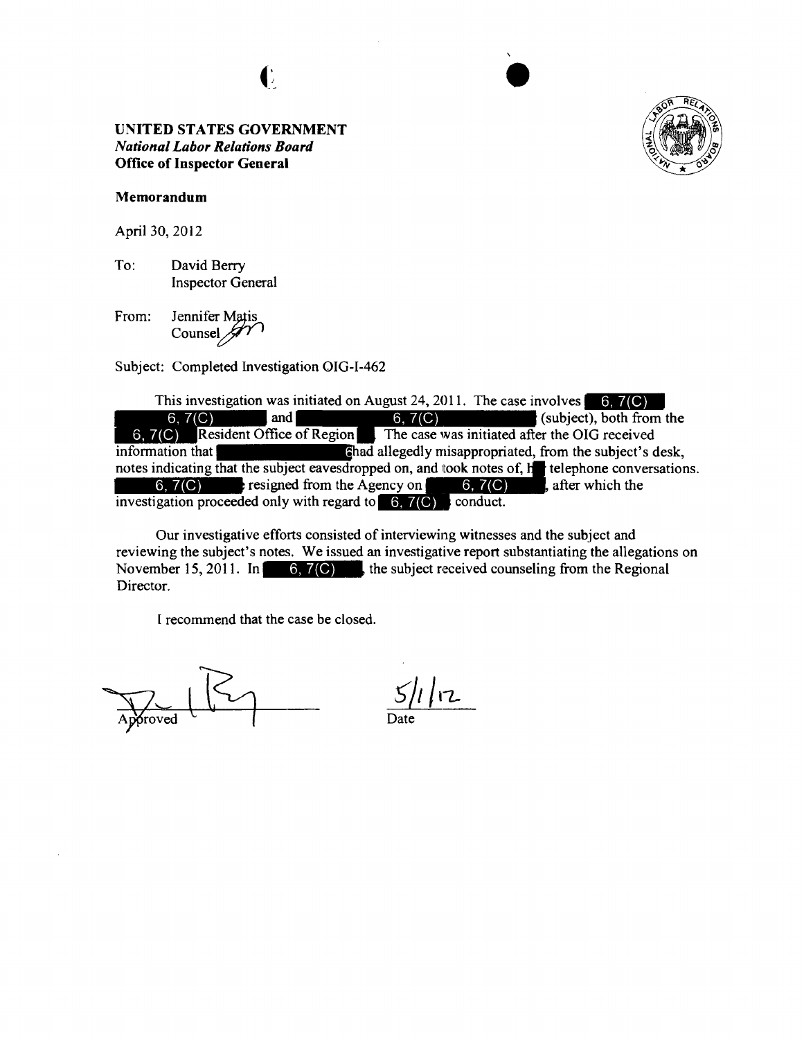**UNITED STATES GOVERNMENT**
*National Labor Relations Board*
**Office of Inspector General**

**Memorandum**

April 30, 2012

To: David Berry
Inspector General

From: Jennifer Matis
Counsel

Subject: Completed Investigation OIG-I-462

This investigation was initiated on August 24, 2011. The case involves 6, 7(C) 6, 7(C) and 6, 7(C) (subject), both from the 6, 7(C) Resident Office of Region . The case was initiated after the OIG received information that had allegedly misappropriated, from the subject's desk, notes indicating that the subject eavesdropped on, and took notes of, h telephone conversations. 6, 7(C) resigned from the Agency on 6, 7(C), after which the investigation proceeded only with regard to 6, 7(C) conduct.

Our investigative efforts consisted of interviewing witnesses and the subject and reviewing the subject's notes. We issued an investigative report substantiating the allegations on November 15, 2011. In 6, 7(C), the subject received counseling from the Regional Director.

I recommend that the case be closed.

Approved

5/1/12
Date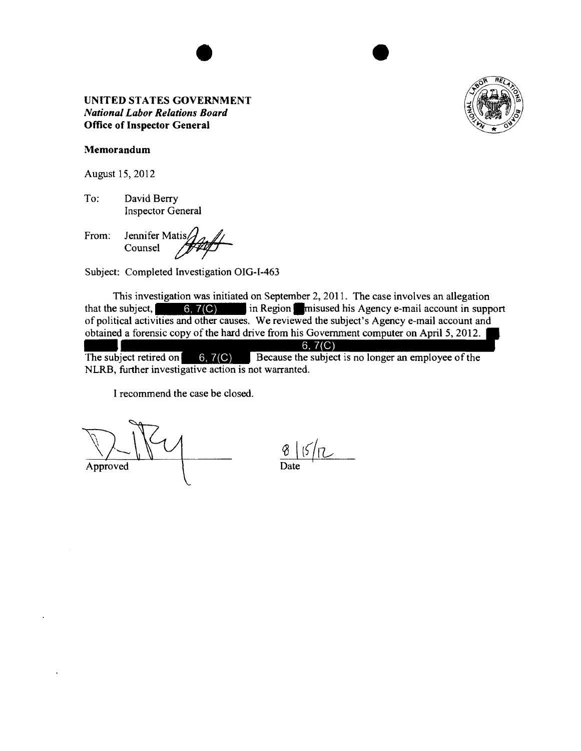**UNITED STATES GOVERNMENT**
***National Labor Relations Board***
**Office of Inspector General**

**Memorandum**

August 15, 2012

To: David Berry
Inspector General

From: Jennifer Matis
Counsel

Subject: Completed Investigation OIG-I-463

This investigation was initiated on September 2, 2011. The case involves an allegation that the subject, [6, 7(C)] in Region [ ] misused his Agency e-mail account in support of political activities and other causes. We reviewed the subject's Agency e-mail account and obtained a forensic copy of the hard drive from his Government computer on April 5, 2012. [6, 7(C)] The subject retired on [6, 7(C)] Because the subject is no longer an employee of the NLRB, further investigative action is not warranted.

I recommend the case be closed.

Approved

8/15/12
Date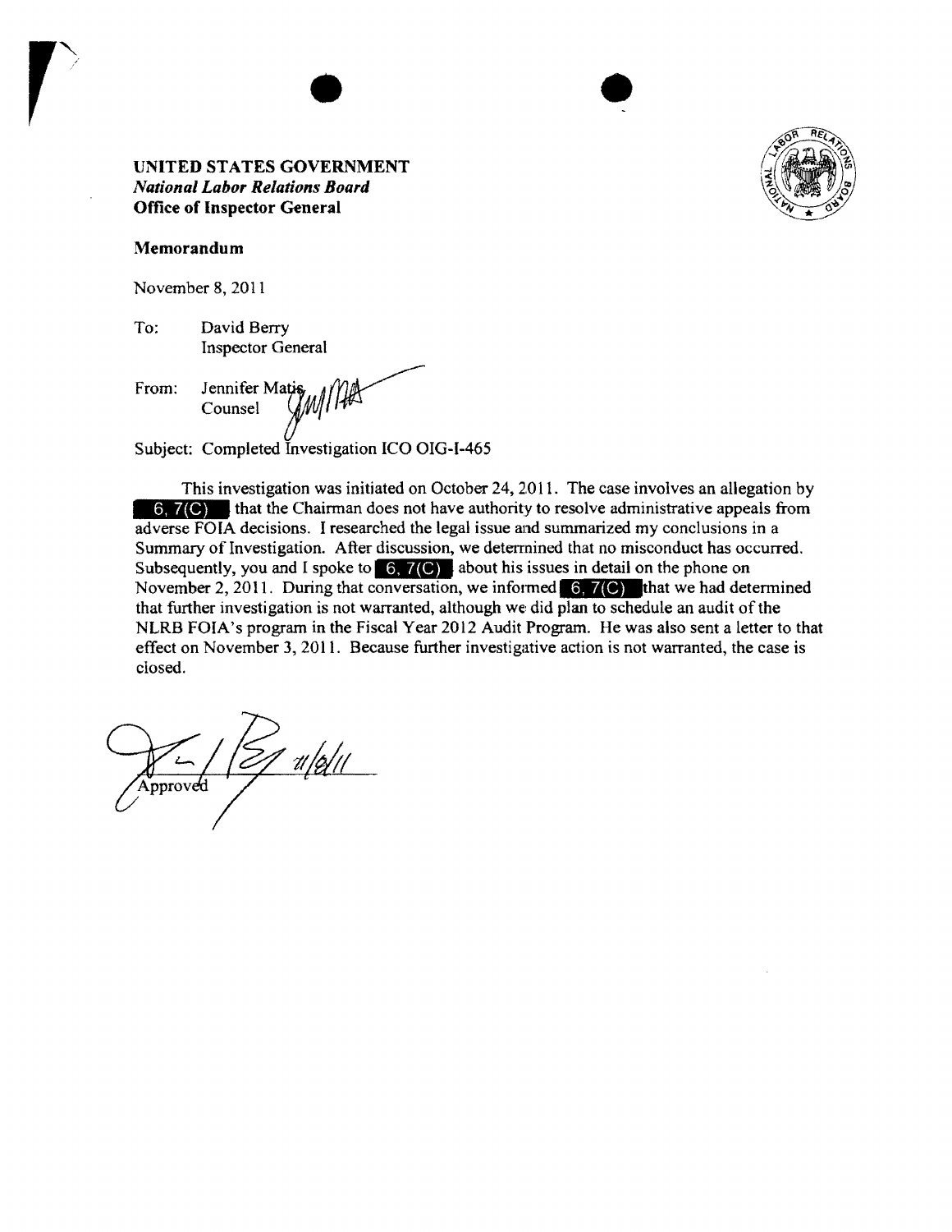**UNITED STATES GOVERNMENT**
***National Labor Relations Board***
**Office of Inspector General**

**Memorandum**

November 8, 2011

To: David Berry
Inspector General

From: Jennifer Matis
Counsel

Subject: Completed Investigation ICO OIG-I-465

This investigation was initiated on October 24, 2011. The case involves an allegation by 6, 7(C) that the Chairman does not have authority to resolve administrative appeals from adverse FOIA decisions. I researched the legal issue and summarized my conclusions in a Summary of Investigation. After discussion, we determined that no misconduct has occurred. Subsequently, you and I spoke to 6, 7(C) about his issues in detail on the phone on November 2, 2011. During that conversation, we informed 6, 7(C) that we had determined that further investigation is not warranted, although we did plan to schedule an audit of the NLRB FOIA's program in the Fiscal Year 2012 Audit Program. He was also sent a letter to that effect on November 3, 2011. Because further investigative action is not warranted, the case is closed.

Approved 11/8/11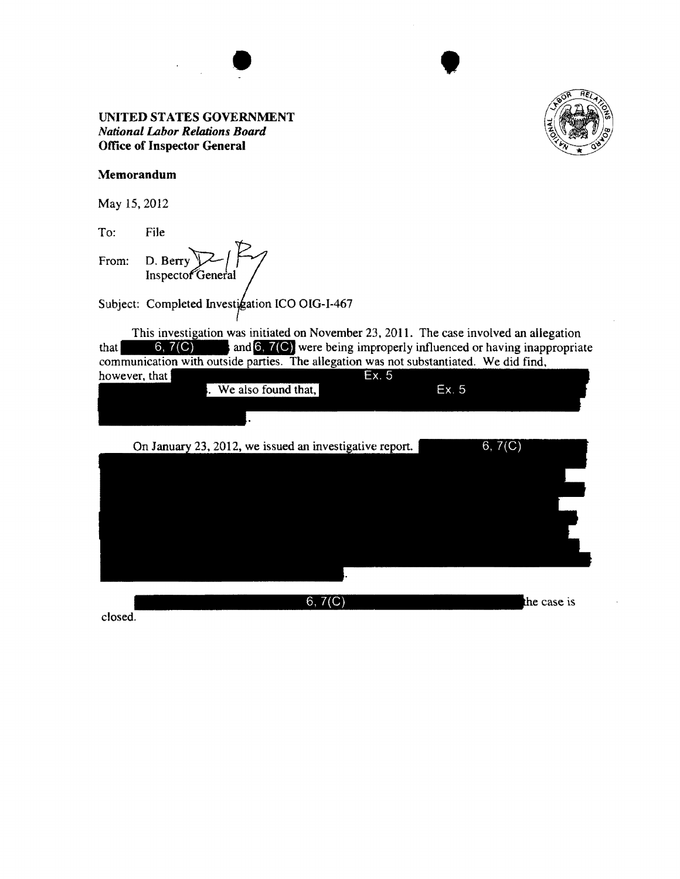**UNITED STATES GOVERNMENT**
***National Labor Relations Board***
**Office of Inspector General**

**Memorandum**

May 15, 2012

To: File

From: D. Berry
Inspector General

Subject: Completed Investigation ICO OIG-I-467

This investigation was initiated on November 23, 2011. The case involved an allegation that 6, 7(C) and 6, 7(C) were being improperly influenced or having inappropriate communication with outside parties. The allegation was not substantiated. We did find, however, that Ex. 5. We also found that, Ex. 5.

On January 23, 2012, we issued an investigative report. 6, 7(C).

6, 7(C) the case is closed.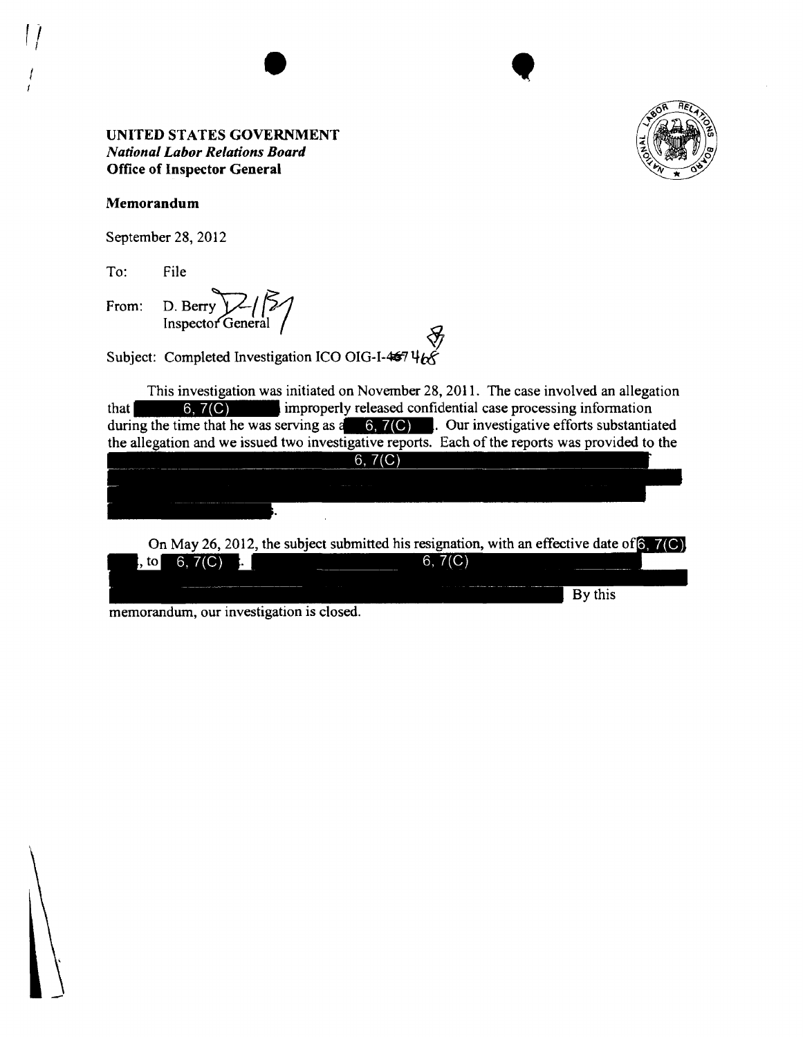**UNITED STATES GOVERNMENT**
***National Labor Relations Board***
**Office of Inspector General**

**Memorandum**

September 28, 2012

To: File

From: D. Berry
Inspector General

Subject: Completed Investigation ICO OIG-I-468

This investigation was initiated on November 28, 2011. The case involved an allegation that 6, 7(C) improperly released confidential case processing information during the time that he was serving as a 6, 7(C). Our investigative efforts substantiated the allegation and we issued two investigative reports. Each of the reports was provided to the 6, 7(C).

On May 26, 2012, the subject submitted his resignation, with an effective date of 6, 7(C), to 6, 7(C). 6, 7(C) By this memorandum, our investigation is closed.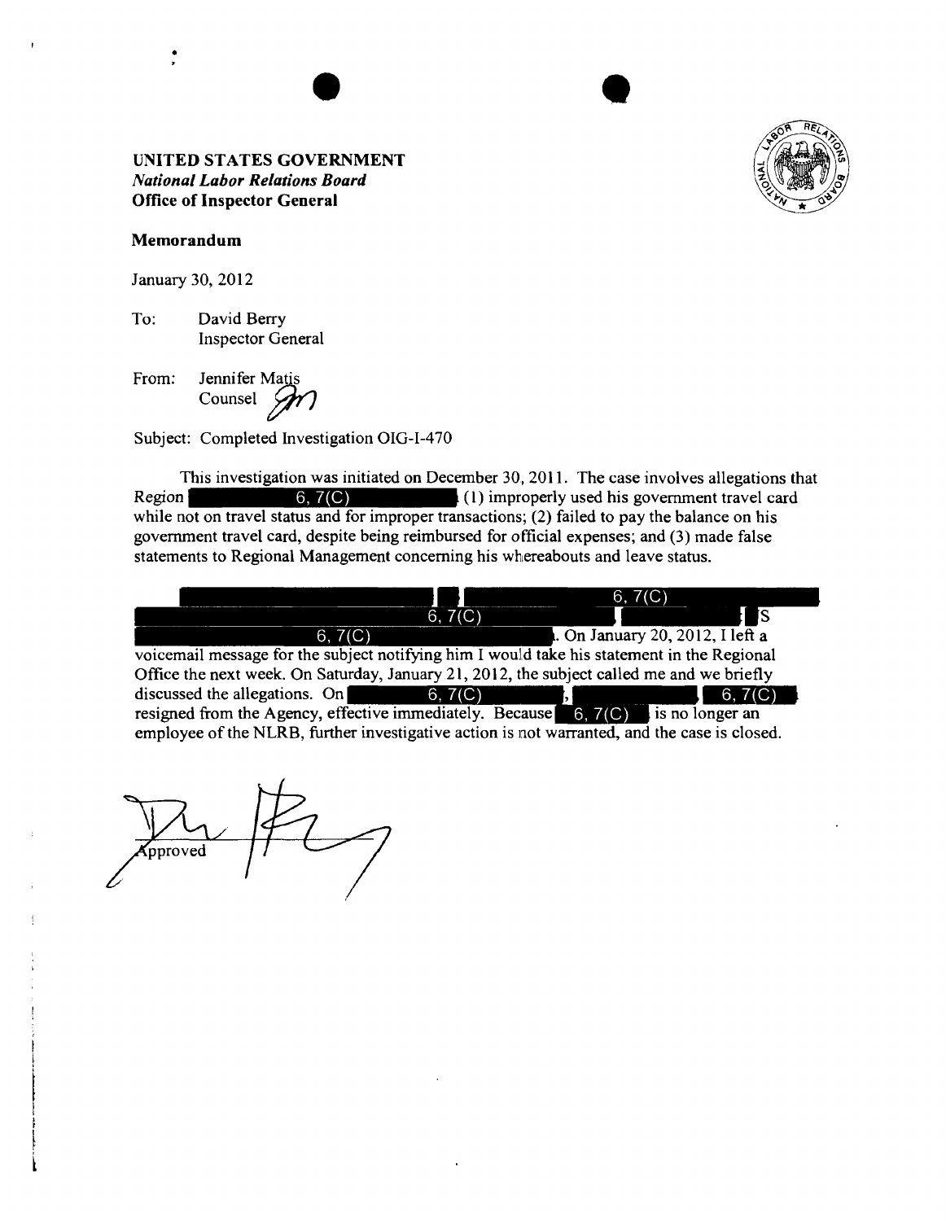**UNITED STATES GOVERNMENT**
***National Labor Relations Board***
**Office of Inspector General**

**Memorandum**

January 30, 2012

To: David Berry
Inspector General

From: Jennifer Matis
Counsel

Subject: Completed Investigation OIG-I-470

This investigation was initiated on December 30, 2011. The case involves allegations that Region [6, 7(C)] (1) improperly used his government travel card while not on travel status and for improper transactions; (2) failed to pay the balance on his government travel card, despite being reimbursed for official expenses; and (3) made false statements to Regional Management concerning his whereabouts and leave status.

[6, 7(C)] [6, 7(C)] [6, 7(C)] s [6, 7(C)]. On January 20, 2012, I left a voicemail message for the subject notifying him I would take his statement in the Regional Office the next week. On Saturday, January 21, 2012, the subject called me and we briefly discussed the allegations. On [6, 7(C)], [6, 7(C)] resigned from the Agency, effective immediately. Because [6, 7(C)] is no longer an employee of the NLRB, further investigative action is not warranted, and the case is closed.

Approved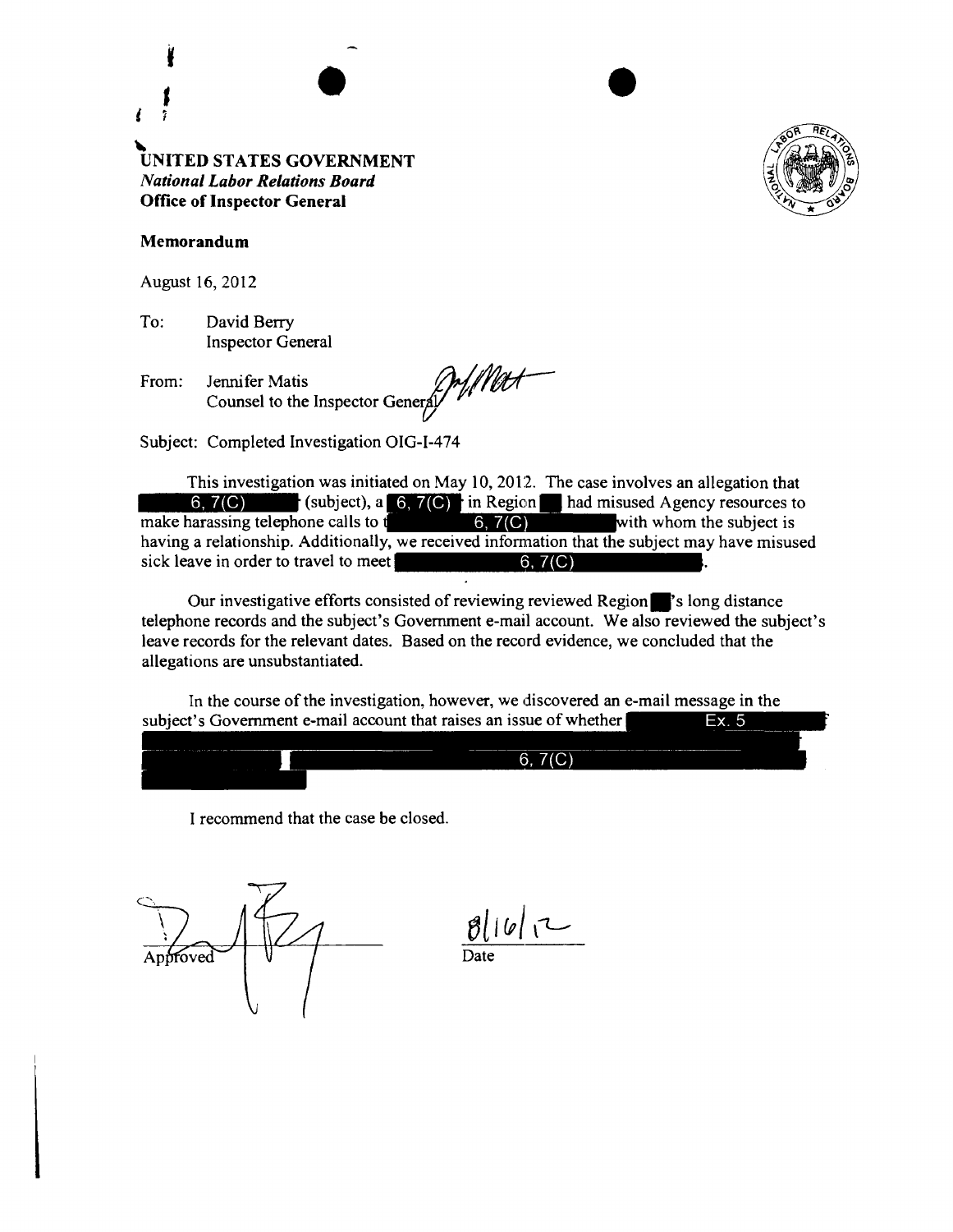**UNITED STATES GOVERNMENT**
*National Labor Relations Board*
**Office of Inspector General**

**Memorandum**

August 16, 2012

To: David Berry
Inspector General

From: Jennifer Matis
Counsel to the Inspector General

Subject: Completed Investigation OIG-I-474

This investigation was initiated on May 10, 2012. The case involves an allegation that 6, 7(C) (subject), a 6, 7(C) in Region had misused Agency resources to make harassing telephone calls to 6, 7(C) with whom the subject is having a relationship. Additionally, we received information that the subject may have misused sick leave in order to travel to meet 6, 7(C).

Our investigative efforts consisted of reviewing reviewed Region's long distance telephone records and the subject's Government e-mail account. We also reviewed the subject's leave records for the relevant dates. Based on the record evidence, we concluded that the allegations are unsubstantiated.

In the course of the investigation, however, we discovered an e-mail message in the subject's Government e-mail account that raises an issue of whether Ex. 5 6, 7(C)

I recommend that the case be closed.

Approved

8/16/12
Date